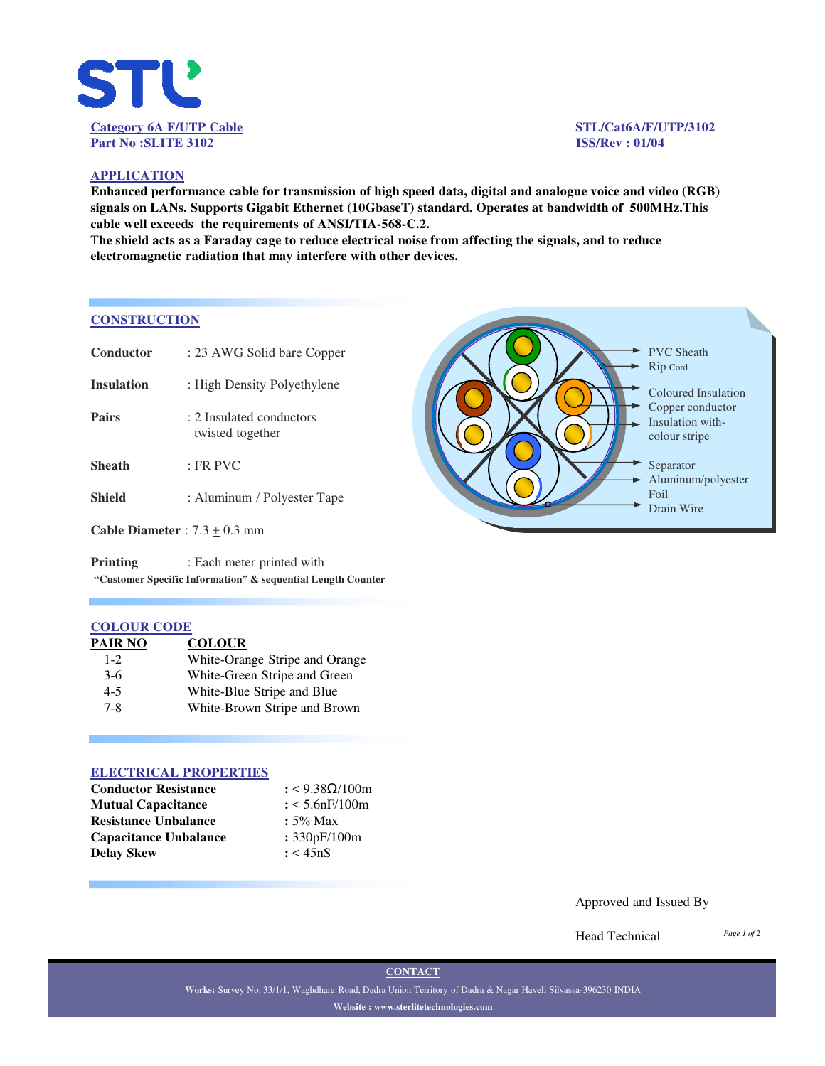**Category 6A F/UTP Cable**
**Part No :SLITE 3102**

**STL/Cat6A/F/UTP/3102**
**ISS/Rev : 01/04**

## APPLICATION

**Enhanced performance cable for transmission of high speed data, digital and analogue voice and video (RGB) signals on LANs. Supports Gigabit Ethernet (10GbaseT) standard. Operates at bandwidth of 500MHz.This cable well exceeds the requirements of ANSI/TIA-568-C.2.**
**The shield acts as a Faraday cage to reduce electrical noise from affecting the signals, and to reduce electromagnetic radiation that may interfere with other devices.**

## CONSTRUCTION

| | |
|---|---|
| **Conductor** | : 23 AWG Solid bare Copper |
| **Insulation** | : High Density Polyethylene |
| **Pairs** | : 2 Insulated conductors twisted together |
| **Sheath** | : FR PVC |
| **Shield** | : Aluminum / Polyester Tape |

**Cable Diameter** : 7.3 ± 0.3 mm

**Printing** : Each meter printed with
**"Customer Specific Information" & sequential Length Counter**

PVC Sheath
Rip Cord
Coloured Insulation
Copper conductor
Insulation with-colour stripe
Separator
Aluminum/polyester Foil
Drain Wire

## COLOUR CODE

| PAIR NO | COLOUR |
|---|---|
| 1-2 | White-Orange Stripe and Orange |
| 3-6 | White-Green Stripe and Green |
| 4-5 | White-Blue Stripe and Blue |
| 7-8 | White-Brown Stripe and Brown |

## ELECTRICAL PROPERTIES

| | |
|---|---|
| **Conductor Resistance** | : ≤ 9.38Ω/100m |
| **Mutual Capacitance** | : < 5.6nF/100m |
| **Resistance Unbalance** | : 5% Max |
| **Capacitance Unbalance** | : 330pF/100m |
| **Delay Skew** | : < 45nS |

Approved and Issued By

Head Technical

**CONTACT**

**Works:** Survey No. 33/1/1, Waghdhara Road, Dadra Union Territory of Dadra & Nagar Haveli Silvassa-396230 INDIA

**Website : www.sterlitetechnologies.com**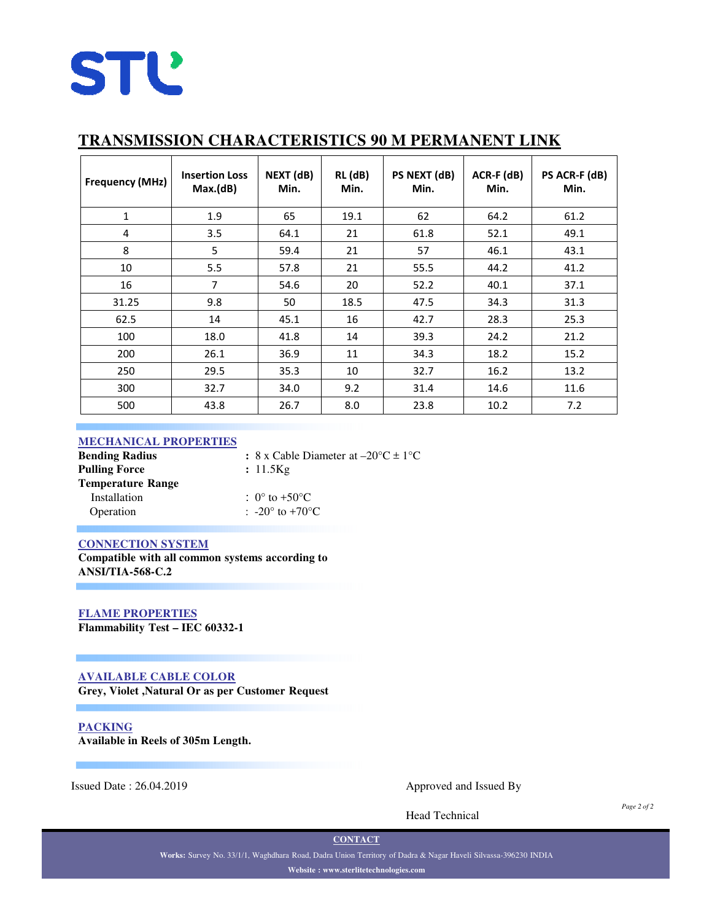STL

# TRANSMISSION CHARACTERISTICS 90 M PERMANENT LINK

| Frequency (MHz) | Insertion Loss Max.(dB) | NEXT (dB) Min. | RL (dB) Min. | PS NEXT (dB) Min. | ACR-F (dB) Min. | PS ACR-F (dB) Min. |
|---|---|---|---|---|---|---|
| 1 | 1.9 | 65 | 19.1 | 62 | 64.2 | 61.2 |
| 4 | 3.5 | 64.1 | 21 | 61.8 | 52.1 | 49.1 |
| 8 | 5 | 59.4 | 21 | 57 | 46.1 | 43.1 |
| 10 | 5.5 | 57.8 | 21 | 55.5 | 44.2 | 41.2 |
| 16 | 7 | 54.6 | 20 | 52.2 | 40.1 | 37.1 |
| 31.25 | 9.8 | 50 | 18.5 | 47.5 | 34.3 | 31.3 |
| 62.5 | 14 | 45.1 | 16 | 42.7 | 28.3 | 25.3 |
| 100 | 18.0 | 41.8 | 14 | 39.3 | 24.2 | 21.2 |
| 200 | 26.1 | 36.9 | 11 | 34.3 | 18.2 | 15.2 |
| 250 | 29.5 | 35.3 | 10 | 32.7 | 16.2 | 13.2 |
| 300 | 32.7 | 34.0 | 9.2 | 31.4 | 14.6 | 11.6 |
| 500 | 43.8 | 26.7 | 8.0 | 23.8 | 10.2 | 7.2 |

## MECHANICAL PROPERTIES

**Bending Radius** : 8 x Cable Diameter at –20°C ± 1°C

**Pulling Force** : 11.5Kg

**Temperature Range**

Installation : 0° to +50°C

Operation : -20° to +70°C

## CONNECTION SYSTEM

**Compatible with all common systems according to ANSI/TIA-568-C.2**

## FLAME PROPERTIES

**Flammability Test – IEC 60332-1**

## AVAILABLE CABLE COLOR

**Grey, Violet ,Natural Or as per Customer Request**

## PACKING

**Available in Reels of 305m Length.**

Issued Date : 26.04.2019

Approved and Issued By

Head Technical

**CONTACT**

**Works:** Survey No. 33/1/1, Waghdhara Road, Dadra Union Territory of Dadra & Nagar Haveli Silvassa-396230 INDIA

**Website : www.sterlitetechnologies.com**